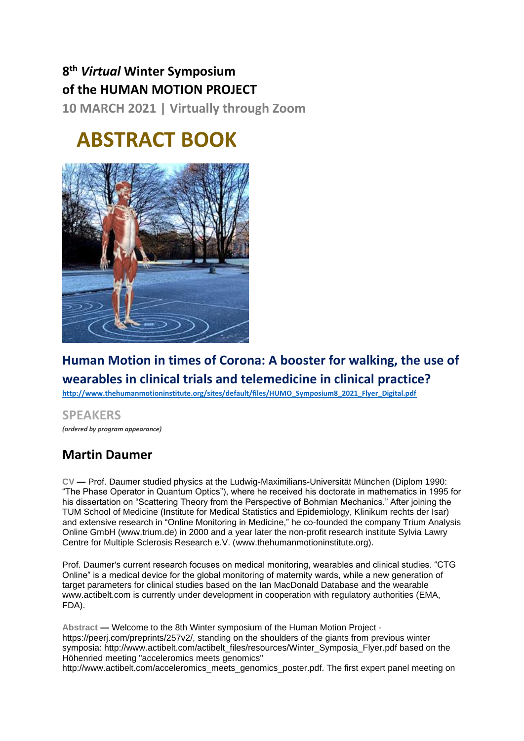# 8th *Virtual* Winter Symposium of the HUMAN MOTION PROJECT

**10 MARCH 2021 | Virtually through Zoom**

# ABSTRACT BOOK

## Human Motion in times of Corona: A booster for walking, the use of wearables in clinical trials and telemedicine in clinical practice?

http://www.thehumanmotioninstitute.org/sites/default/files/HUMO_Symposium8_2021_Flyer_Digital.pdf

## SPEAKERS

***(ordered by program appearance)***

## Martin Daumer

**CV —** Prof. Daumer studied physics at the Ludwig-Maximilians-Universität München (Diplom 1990: "The Phase Operator in Quantum Optics"), where he received his doctorate in mathematics in 1995 for his dissertation on "Scattering Theory from the Perspective of Bohmian Mechanics." After joining the TUM School of Medicine (Institute for Medical Statistics and Epidemiology, Klinikum rechts der Isar) and extensive research in "Online Monitoring in Medicine," he co-founded the company Trium Analysis Online GmbH (www.trium.de) in 2000 and a year later the non-profit research institute Sylvia Lawry Centre for Multiple Sclerosis Research e.V. (www.thehumanmotioninstitute.org).

Prof. Daumer's current research focuses on medical monitoring, wearables and clinical studies. "CTG Online" is a medical device for the global monitoring of maternity wards, while a new generation of target parameters for clinical studies based on the Ian MacDonald Database and the wearable www.actibelt.com is currently under development in cooperation with regulatory authorities (EMA, FDA).

**Abstract —** Welcome to the 8th Winter symposium of the Human Motion Project - https://peerj.com/preprints/257v2/, standing on the shoulders of the giants from previous winter symposia: http://www.actibelt.com/actibelt_files/resources/Winter_Symposia_Flyer.pdf based on the Höhenried meeting "acceleromics meets genomics" http://www.actibelt.com/acceleromics_meets_genomics_poster.pdf. The first expert panel meeting on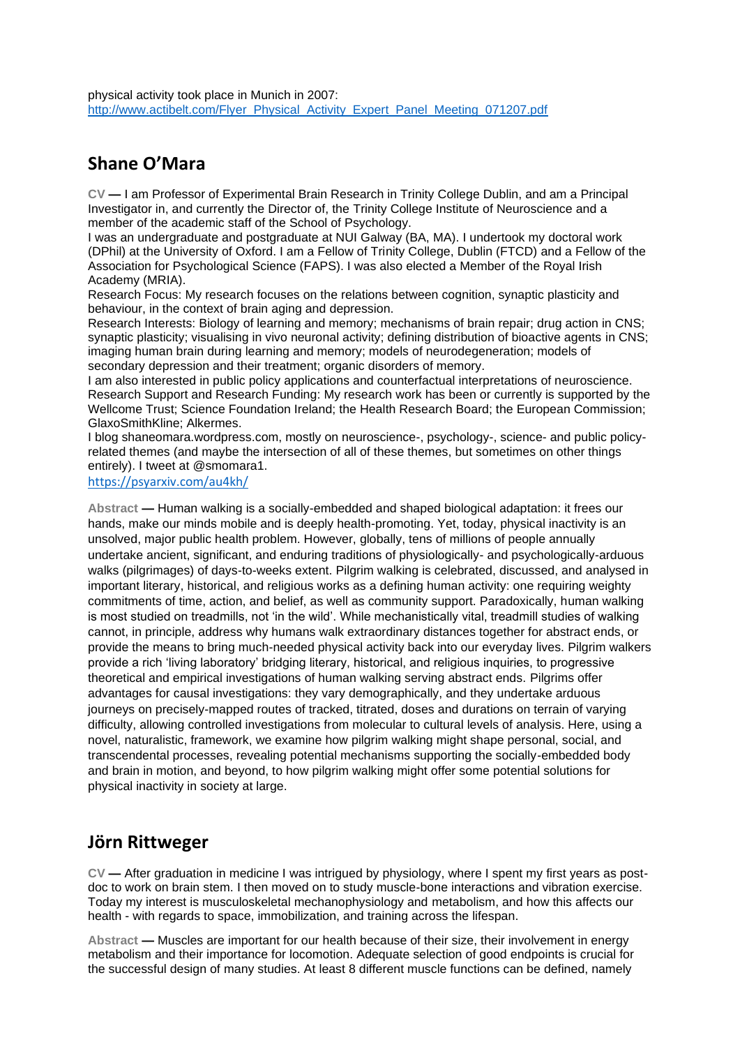physical activity took place in Munich in 2007:
http://www.actibelt.com/Flyer_Physical_Activity_Expert_Panel_Meeting_071207.pdf

## Shane O'Mara

**CV —** I am Professor of Experimental Brain Research in Trinity College Dublin, and am a Principal Investigator in, and currently the Director of, the Trinity College Institute of Neuroscience and a member of the academic staff of the School of Psychology.
I was an undergraduate and postgraduate at NUI Galway (BA, MA). I undertook my doctoral work (DPhil) at the University of Oxford. I am a Fellow of Trinity College, Dublin (FTCD) and a Fellow of the Association for Psychological Science (FAPS). I was also elected a Member of the Royal Irish Academy (MRIA).
Research Focus: My research focuses on the relations between cognition, synaptic plasticity and behaviour, in the context of brain aging and depression.
Research Interests: Biology of learning and memory; mechanisms of brain repair; drug action in CNS; synaptic plasticity; visualising in vivo neuronal activity; defining distribution of bioactive agents in CNS; imaging human brain during learning and memory; models of neurodegeneration; models of secondary depression and their treatment; organic disorders of memory.
I am also interested in public policy applications and counterfactual interpretations of neuroscience.
Research Support and Research Funding: My research work has been or currently is supported by the Wellcome Trust; Science Foundation Ireland; the Health Research Board; the European Commission; GlaxoSmithKline; Alkermes.
I blog shaneomara.wordpress.com, mostly on neuroscience-, psychology-, science- and public policy-related themes (and maybe the intersection of all of these themes, but sometimes on other things entirely). I tweet at @smomara1.
https://psyarxiv.com/au4kh/

**Abstract —** Human walking is a socially-embedded and shaped biological adaptation: it frees our hands, make our minds mobile and is deeply health-promoting. Yet, today, physical inactivity is an unsolved, major public health problem. However, globally, tens of millions of people annually undertake ancient, significant, and enduring traditions of physiologically- and psychologically-arduous walks (pilgrimages) of days-to-weeks extent. Pilgrim walking is celebrated, discussed, and analysed in important literary, historical, and religious works as a defining human activity: one requiring weighty commitments of time, action, and belief, as well as community support. Paradoxically, human walking is most studied on treadmills, not 'in the wild'. While mechanistically vital, treadmill studies of walking cannot, in principle, address why humans walk extraordinary distances together for abstract ends, or provide the means to bring much-needed physical activity back into our everyday lives. Pilgrim walkers provide a rich 'living laboratory' bridging literary, historical, and religious inquiries, to progressive theoretical and empirical investigations of human walking serving abstract ends. Pilgrims offer advantages for causal investigations: they vary demographically, and they undertake arduous journeys on precisely-mapped routes of tracked, titrated, doses and durations on terrain of varying difficulty, allowing controlled investigations from molecular to cultural levels of analysis. Here, using a novel, naturalistic, framework, we examine how pilgrim walking might shape personal, social, and transcendental processes, revealing potential mechanisms supporting the socially-embedded body and brain in motion, and beyond, to how pilgrim walking might offer some potential solutions for physical inactivity in society at large.

## Jörn Rittweger

**CV —** After graduation in medicine I was intrigued by physiology, where I spent my first years as post-doc to work on brain stem. I then moved on to study muscle-bone interactions and vibration exercise. Today my interest is musculoskeletal mechanophysiology and metabolism, and how this affects our health - with regards to space, immobilization, and training across the lifespan.

**Abstract —** Muscles are important for our health because of their size, their involvement in energy metabolism and their importance for locomotion. Adequate selection of good endpoints is crucial for the successful design of many studies. At least 8 different muscle functions can be defined, namely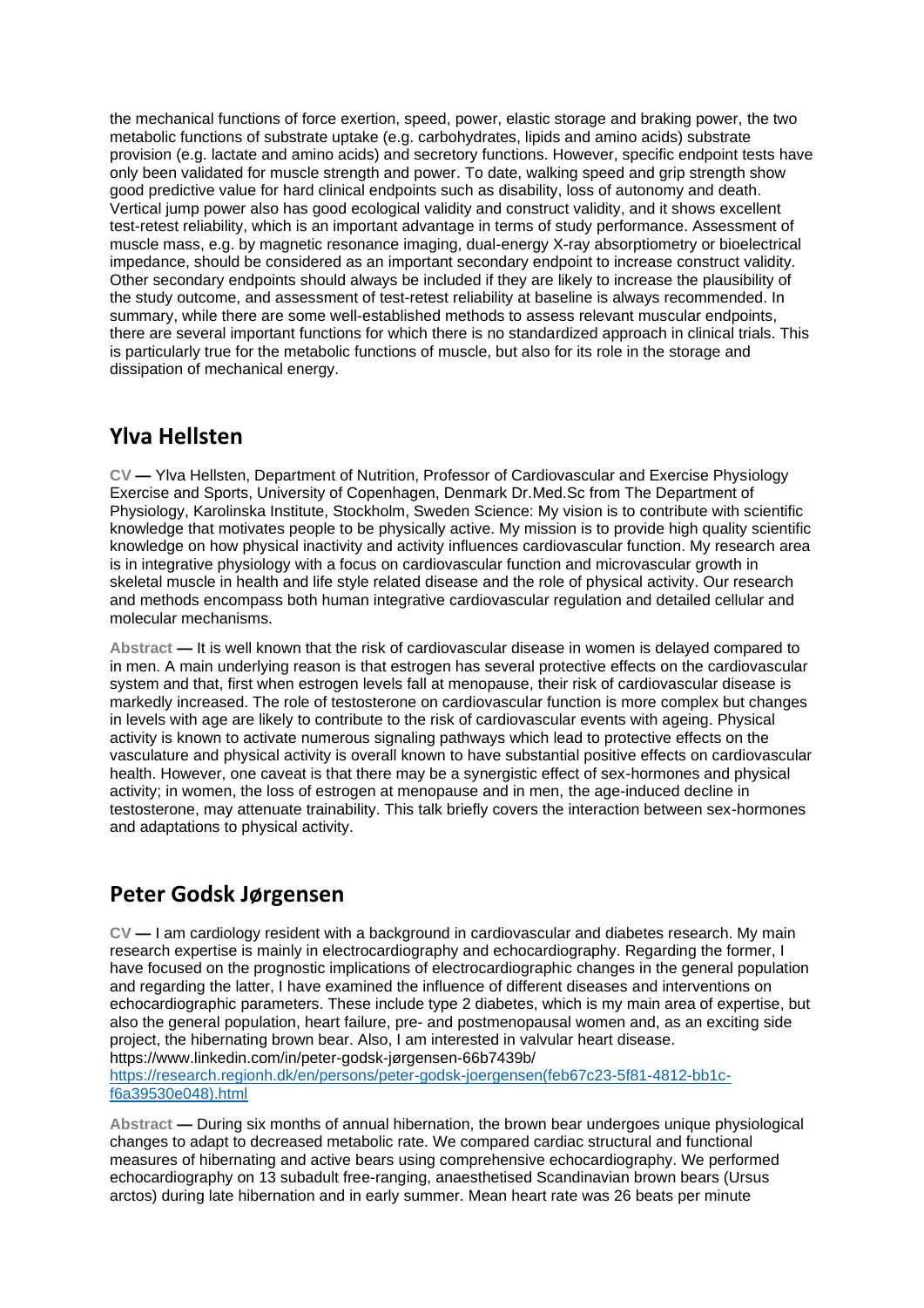the mechanical functions of force exertion, speed, power, elastic storage and braking power, the two metabolic functions of substrate uptake (e.g. carbohydrates, lipids and amino acids) substrate provision (e.g. lactate and amino acids) and secretory functions. However, specific endpoint tests have only been validated for muscle strength and power. To date, walking speed and grip strength show good predictive value for hard clinical endpoints such as disability, loss of autonomy and death. Vertical jump power also has good ecological validity and construct validity, and it shows excellent test-retest reliability, which is an important advantage in terms of study performance. Assessment of muscle mass, e.g. by magnetic resonance imaging, dual-energy X-ray absorptiometry or bioelectrical impedance, should be considered as an important secondary endpoint to increase construct validity. Other secondary endpoints should always be included if they are likely to increase the plausibility of the study outcome, and assessment of test-retest reliability at baseline is always recommended. In summary, while there are some well-established methods to assess relevant muscular endpoints, there are several important functions for which there is no standardized approach in clinical trials. This is particularly true for the metabolic functions of muscle, but also for its role in the storage and dissipation of mechanical energy.

## Ylva Hellsten

**CV —** Ylva Hellsten, Department of Nutrition, Professor of Cardiovascular and Exercise Physiology Exercise and Sports, University of Copenhagen, Denmark Dr.Med.Sc from The Department of Physiology, Karolinska Institute, Stockholm, Sweden Science: My vision is to contribute with scientific knowledge that motivates people to be physically active. My mission is to provide high quality scientific knowledge on how physical inactivity and activity influences cardiovascular function. My research area is in integrative physiology with a focus on cardiovascular function and microvascular growth in skeletal muscle in health and life style related disease and the role of physical activity. Our research and methods encompass both human integrative cardiovascular regulation and detailed cellular and molecular mechanisms.

**Abstract —** It is well known that the risk of cardiovascular disease in women is delayed compared to in men. A main underlying reason is that estrogen has several protective effects on the cardiovascular system and that, first when estrogen levels fall at menopause, their risk of cardiovascular disease is markedly increased. The role of testosterone on cardiovascular function is more complex but changes in levels with age are likely to contribute to the risk of cardiovascular events with ageing. Physical activity is known to activate numerous signaling pathways which lead to protective effects on the vasculature and physical activity is overall known to have substantial positive effects on cardiovascular health. However, one caveat is that there may be a synergistic effect of sex-hormones and physical activity; in women, the loss of estrogen at menopause and in men, the age-induced decline in testosterone, may attenuate trainability. This talk briefly covers the interaction between sex-hormones and adaptations to physical activity.

## Peter Godsk Jørgensen

**CV —** I am cardiology resident with a background in cardiovascular and diabetes research. My main research expertise is mainly in electrocardiography and echocardiography. Regarding the former, I have focused on the prognostic implications of electrocardiographic changes in the general population and regarding the latter, I have examined the influence of different diseases and interventions on echocardiographic parameters. These include type 2 diabetes, which is my main area of expertise, but also the general population, heart failure, pre- and postmenopausal women and, as an exciting side project, the hibernating brown bear. Also, I am interested in valvular heart disease.
https://www.linkedin.com/in/peter-godsk-jørgensen-66b7439b/
[https://research.regionh.dk/en/persons/peter-godsk-joergensen(feb67c23-5f81-4812-bb1c-f6a39530e048).html](https://research.regionh.dk/en/persons/peter-godsk-joergensen(feb67c23-5f81-4812-bb1c-f6a39530e048).html)

**Abstract —** During six months of annual hibernation, the brown bear undergoes unique physiological changes to adapt to decreased metabolic rate. We compared cardiac structural and functional measures of hibernating and active bears using comprehensive echocardiography. We performed echocardiography on 13 subadult free-ranging, anaesthetised Scandinavian brown bears (Ursus arctos) during late hibernation and in early summer. Mean heart rate was 26 beats per minute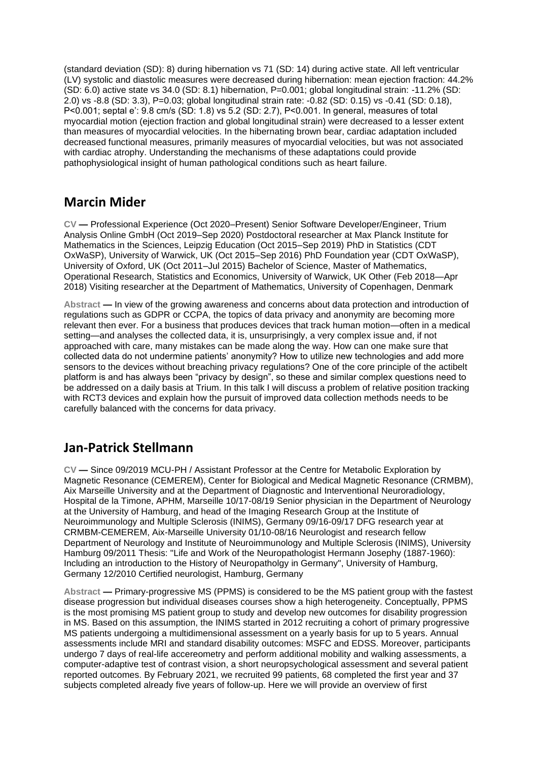(standard deviation (SD): 8) during hibernation vs 71 (SD: 14) during active state. All left ventricular (LV) systolic and diastolic measures were decreased during hibernation: mean ejection fraction: 44.2% (SD: 6.0) active state vs 34.0 (SD: 8.1) hibernation, P=0.001; global longitudinal strain: -11.2% (SD: 2.0) vs -8.8 (SD: 3.3), P=0.03; global longitudinal strain rate: -0.82 (SD: 0.15) vs -0.41 (SD: 0.18), P<0.001; septal e': 9.8 cm/s (SD: 1.8) vs 5.2 (SD: 2.7), P<0.001. In general, measures of total myocardial motion (ejection fraction and global longitudinal strain) were decreased to a lesser extent than measures of myocardial velocities. In the hibernating brown bear, cardiac adaptation included decreased functional measures, primarily measures of myocardial velocities, but was not associated with cardiac atrophy. Understanding the mechanisms of these adaptations could provide pathophysiological insight of human pathological conditions such as heart failure.

## Marcin Mider

**CV —** Professional Experience (Oct 2020–Present) Senior Software Developer/Engineer, Trium Analysis Online GmbH (Oct 2019–Sep 2020) Postdoctoral researcher at Max Planck Institute for Mathematics in the Sciences, Leipzig Education (Oct 2015–Sep 2019) PhD in Statistics (CDT OxWaSP), University of Warwick, UK (Oct 2015–Sep 2016) PhD Foundation year (CDT OxWaSP), University of Oxford, UK (Oct 2011–Jul 2015) Bachelor of Science, Master of Mathematics, Operational Research, Statistics and Economics, University of Warwick, UK Other (Feb 2018—Apr 2018) Visiting researcher at the Department of Mathematics, University of Copenhagen, Denmark

**Abstract —** In view of the growing awareness and concerns about data protection and introduction of regulations such as GDPR or CCPA, the topics of data privacy and anonymity are becoming more relevant then ever. For a business that produces devices that track human motion—often in a medical setting—and analyses the collected data, it is, unsurprisingly, a very complex issue and, if not approached with care, many mistakes can be made along the way. How can one make sure that collected data do not undermine patients' anonymity? How to utilize new technologies and add more sensors to the devices without breaching privacy regulations? One of the core principle of the actibelt platform is and has always been "privacy by design", so these and similar complex questions need to be addressed on a daily basis at Trium. In this talk I will discuss a problem of relative position tracking with RCT3 devices and explain how the pursuit of improved data collection methods needs to be carefully balanced with the concerns for data privacy.

## Jan-Patrick Stellmann

**CV —** Since 09/2019 MCU-PH / Assistant Professor at the Centre for Metabolic Exploration by Magnetic Resonance (CEMEREM), Center for Biological and Medical Magnetic Resonance (CRMBM), Aix Marseille University and at the Department of Diagnostic and Interventional Neuroradiology, Hospital de la Timone, APHM, Marseille 10/17-08/19 Senior physician in the Department of Neurology at the University of Hamburg, and head of the Imaging Research Group at the Institute of Neuroimmunology and Multiple Sclerosis (INIMS), Germany 09/16-09/17 DFG research year at CRMBM-CEMEREM, Aix-Marseille University 01/10-08/16 Neurologist and research fellow Department of Neurology and Institute of Neuroimmunology and Multiple Sclerosis (INIMS), University Hamburg 09/2011 Thesis: "Life and Work of the Neuropathologist Hermann Josephy (1887-1960): Including an introduction to the History of Neuropatholgy in Germany", University of Hamburg, Germany 12/2010 Certified neurologist, Hamburg, Germany

**Abstract —** Primary-progressive MS (PPMS) is considered to be the MS patient group with the fastest disease progression but individual diseases courses show a high heterogeneity. Conceptually, PPMS is the most promising MS patient group to study and develop new outcomes for disability progression in MS. Based on this assumption, the INIMS started in 2012 recruiting a cohort of primary progressive MS patients undergoing a multidimensional assessment on a yearly basis for up to 5 years. Annual assessments include MRI and standard disability outcomes: MSFC and EDSS. Moreover, participants undergo 7 days of real-life accereometry and perform additional mobility and walking assessments, a computer-adaptive test of contrast vision, a short neuropsychological assessment and several patient reported outcomes. By February 2021, we recruited 99 patients, 68 completed the first year and 37 subjects completed already five years of follow-up. Here we will provide an overview of first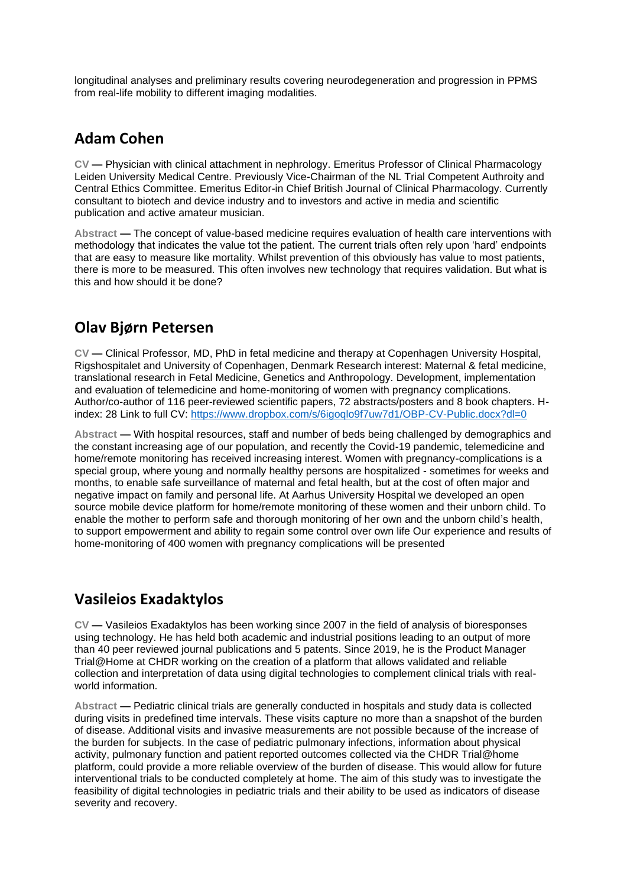longitudinal analyses and preliminary results covering neurodegeneration and progression in PPMS from real-life mobility to different imaging modalities.

## Adam Cohen

**CV —** Physician with clinical attachment in nephrology. Emeritus Professor of Clinical Pharmacology Leiden University Medical Centre. Previously Vice-Chairman of the NL Trial Competent Authroity and Central Ethics Committee. Emeritus Editor-in Chief British Journal of Clinical Pharmacology. Currently consultant to biotech and device industry and to investors and active in media and scientific publication and active amateur musician.

**Abstract —** The concept of value-based medicine requires evaluation of health care interventions with methodology that indicates the value tot the patient. The current trials often rely upon 'hard' endpoints that are easy to measure like mortality. Whilst prevention of this obviously has value to most patients, there is more to be measured. This often involves new technology that requires validation. But what is this and how should it be done?

## Olav Bjørn Petersen

**CV —** Clinical Professor, MD, PhD in fetal medicine and therapy at Copenhagen University Hospital, Rigshospitalet and University of Copenhagen, Denmark Research interest: Maternal & fetal medicine, translational research in Fetal Medicine, Genetics and Anthropology. Development, implementation and evaluation of telemedicine and home-monitoring of women with pregnancy complications. Author/co-author of 116 peer-reviewed scientific papers, 72 abstracts/posters and 8 book chapters. H-index: 28 Link to full CV: https://www.dropbox.com/s/6igoqlo9f7uw7d1/OBP-CV-Public.docx?dl=0

**Abstract —** With hospital resources, staff and number of beds being challenged by demographics and the constant increasing age of our population, and recently the Covid-19 pandemic, telemedicine and home/remote monitoring has received increasing interest. Women with pregnancy-complications is a special group, where young and normally healthy persons are hospitalized - sometimes for weeks and months, to enable safe surveillance of maternal and fetal health, but at the cost of often major and negative impact on family and personal life. At Aarhus University Hospital we developed an open source mobile device platform for home/remote monitoring of these women and their unborn child. To enable the mother to perform safe and thorough monitoring of her own and the unborn child's health, to support empowerment and ability to regain some control over own life Our experience and results of home-monitoring of 400 women with pregnancy complications will be presented

## Vasileios Exadaktylos

**CV —** Vasileios Exadaktylos has been working since 2007 in the field of analysis of bioresponses using technology. He has held both academic and industrial positions leading to an output of more than 40 peer reviewed journal publications and 5 patents. Since 2019, he is the Product Manager Trial@Home at CHDR working on the creation of a platform that allows validated and reliable collection and interpretation of data using digital technologies to complement clinical trials with real-world information.

**Abstract —** Pediatric clinical trials are generally conducted in hospitals and study data is collected during visits in predefined time intervals. These visits capture no more than a snapshot of the burden of disease. Additional visits and invasive measurements are not possible because of the increase of the burden for subjects. In the case of pediatric pulmonary infections, information about physical activity, pulmonary function and patient reported outcomes collected via the CHDR Trial@home platform, could provide a more reliable overview of the burden of disease. This would allow for future interventional trials to be conducted completely at home. The aim of this study was to investigate the feasibility of digital technologies in pediatric trials and their ability to be used as indicators of disease severity and recovery.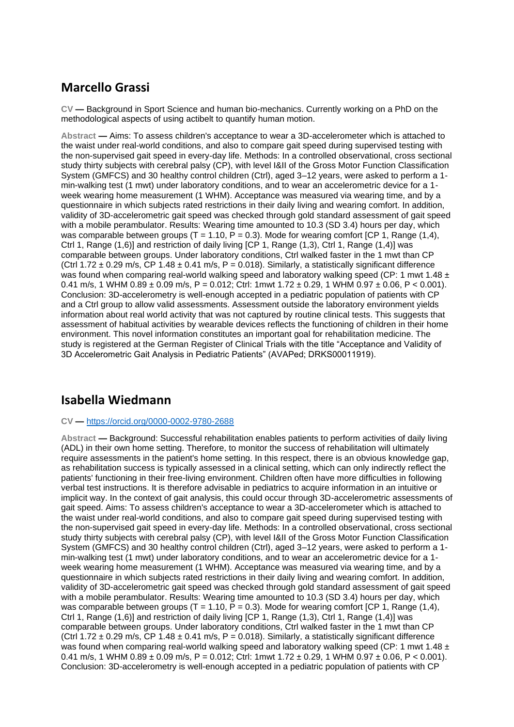## Marcello Grassi

**CV —** Background in Sport Science and human bio-mechanics. Currently working on a PhD on the methodological aspects of using actibelt to quantify human motion.

**Abstract —** Aims: To assess children's acceptance to wear a 3D-accelerometer which is attached to the waist under real-world conditions, and also to compare gait speed during supervised testing with the non-supervised gait speed in every-day life. Methods: In a controlled observational, cross sectional study thirty subjects with cerebral palsy (CP), with level I&II of the Gross Motor Function Classification System (GMFCS) and 30 healthy control children (Ctrl), aged 3–12 years, were asked to perform a 1-min-walking test (1 mwt) under laboratory conditions, and to wear an accelerometric device for a 1-week wearing home measurement (1 WHM). Acceptance was measured via wearing time, and by a questionnaire in which subjects rated restrictions in their daily living and wearing comfort. In addition, validity of 3D-accelerometric gait speed was checked through gold standard assessment of gait speed with a mobile perambulator. Results: Wearing time amounted to 10.3 (SD 3.4) hours per day, which was comparable between groups ($T = 1.10$, $P = 0.3$). Mode for wearing comfort [CP 1, Range (1,4), Ctrl 1, Range (1,6)] and restriction of daily living [CP 1, Range (1,3), Ctrl 1, Range (1,4)] was comparable between groups. Under laboratory conditions, Ctrl walked faster in the 1 mwt than CP (Ctrl $1.72 \pm 0.29$ m/s, CP $1.48 \pm 0.41$ m/s, $P = 0.018$). Similarly, a statistically significant difference was found when comparing real-world walking speed and laboratory walking speed (CP: 1 mwt $1.48 \pm 0.41$ m/s, 1 WHM $0.89 \pm 0.09$ m/s, $P = 0.012$; Ctrl: 1mwt $1.72 \pm 0.29$, 1 WHM $0.97 \pm 0.06$, $P < 0.001$). Conclusion: 3D-accelerometry is well-enough accepted in a pediatric population of patients with CP and a Ctrl group to allow valid assessments. Assessment outside the laboratory environment yields information about real world activity that was not captured by routine clinical tests. This suggests that assessment of habitual activities by wearable devices reflects the functioning of children in their home environment. This novel information constitutes an important goal for rehabilitation medicine. The study is registered at the German Register of Clinical Trials with the title "Acceptance and Validity of 3D Accelerometric Gait Analysis in Pediatric Patients" (AVAPed; DRKS00011919).

## Isabella Wiedmann

**CV —** https://orcid.org/0000-0002-9780-2688

**Abstract —** Background: Successful rehabilitation enables patients to perform activities of daily living (ADL) in their own home setting. Therefore, to monitor the success of rehabilitation will ultimately require assessments in the patient's home setting. In this respect, there is an obvious knowledge gap, as rehabilitation success is typically assessed in a clinical setting, which can only indirectly reflect the patients' functioning in their free-living environment. Children often have more difficulties in following verbal test instructions. It is therefore advisable in pediatrics to acquire information in an intuitive or implicit way. In the context of gait analysis, this could occur through 3D-accelerometric assessments of gait speed. Aims: To assess children's acceptance to wear a 3D-accelerometer which is attached to the waist under real-world conditions, and also to compare gait speed during supervised testing with the non-supervised gait speed in every-day life. Methods: In a controlled observational, cross sectional study thirty subjects with cerebral palsy (CP), with level I&II of the Gross Motor Function Classification System (GMFCS) and 30 healthy control children (Ctrl), aged 3–12 years, were asked to perform a 1-min-walking test (1 mwt) under laboratory conditions, and to wear an accelerometric device for a 1-week wearing home measurement (1 WHM). Acceptance was measured via wearing time, and by a questionnaire in which subjects rated restrictions in their daily living and wearing comfort. In addition, validity of 3D-accelerometric gait speed was checked through gold standard assessment of gait speed with a mobile perambulator. Results: Wearing time amounted to 10.3 (SD 3.4) hours per day, which was comparable between groups ($T = 1.10$, $P = 0.3$). Mode for wearing comfort [CP 1, Range (1,4), Ctrl 1, Range (1,6)] and restriction of daily living [CP 1, Range (1,3), Ctrl 1, Range (1,4)] was comparable between groups. Under laboratory conditions, Ctrl walked faster in the 1 mwt than CP (Ctrl $1.72 \pm 0.29$ m/s, CP $1.48 \pm 0.41$ m/s, $P = 0.018$). Similarly, a statistically significant difference was found when comparing real-world walking speed and laboratory walking speed (CP: 1 mwt $1.48 \pm 0.41$ m/s, 1 WHM $0.89 \pm 0.09$ m/s, $P = 0.012$; Ctrl: 1mwt $1.72 \pm 0.29$, 1 WHM $0.97 \pm 0.06$, $P < 0.001$). Conclusion: 3D-accelerometry is well-enough accepted in a pediatric population of patients with CP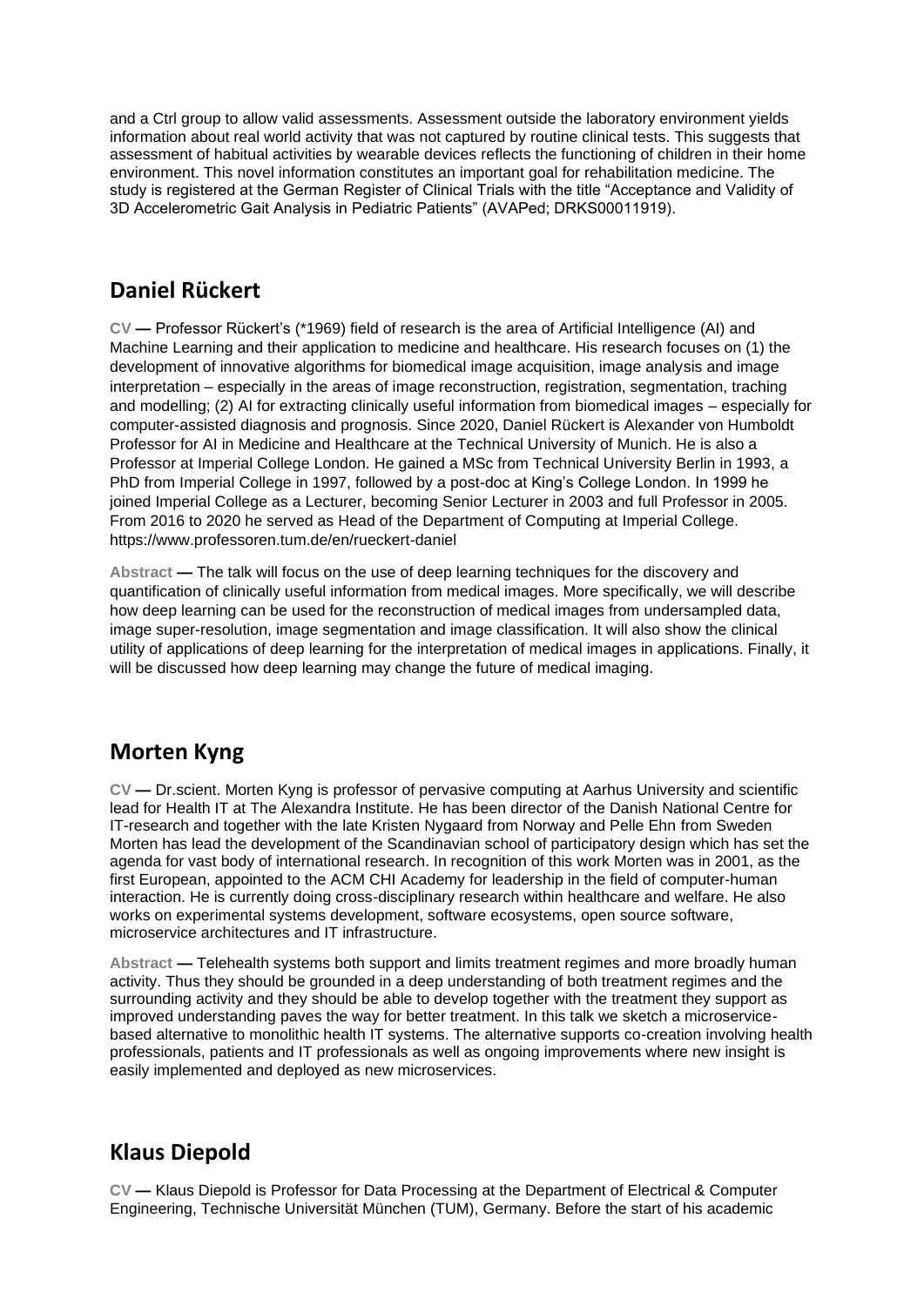and a Ctrl group to allow valid assessments. Assessment outside the laboratory environment yields information about real world activity that was not captured by routine clinical tests. This suggests that assessment of habitual activities by wearable devices reflects the functioning of children in their home environment. This novel information constitutes an important goal for rehabilitation medicine. The study is registered at the German Register of Clinical Trials with the title "Acceptance and Validity of 3D Accelerometric Gait Analysis in Pediatric Patients" (AVAPed; DRKS00011919).

## Daniel Rückert

**CV —** Professor Rückert's (*1969) field of research is the area of Artificial Intelligence (AI) and Machine Learning and their application to medicine and healthcare. His research focuses on (1) the development of innovative algorithms for biomedical image acquisition, image analysis and image interpretation – especially in the areas of image reconstruction, registration, segmentation, traching and modelling; (2) AI for extracting clinically useful information from biomedical images – especially for computer-assisted diagnosis and prognosis. Since 2020, Daniel Rückert is Alexander von Humboldt Professor for AI in Medicine and Healthcare at the Technical University of Munich. He is also a Professor at Imperial College London. He gained a MSc from Technical University Berlin in 1993, a PhD from Imperial College in 1997, followed by a post-doc at King's College London. In 1999 he joined Imperial College as a Lecturer, becoming Senior Lecturer in 2003 and full Professor in 2005. From 2016 to 2020 he served as Head of the Department of Computing at Imperial College. https://www.professoren.tum.de/en/rueckert-daniel

**Abstract —** The talk will focus on the use of deep learning techniques for the discovery and quantification of clinically useful information from medical images. More specifically, we will describe how deep learning can be used for the reconstruction of medical images from undersampled data, image super-resolution, image segmentation and image classification. It will also show the clinical utility of applications of deep learning for the interpretation of medical images in applications. Finally, it will be discussed how deep learning may change the future of medical imaging.

## Morten Kyng

**CV —** Dr.scient. Morten Kyng is professor of pervasive computing at Aarhus University and scientific lead for Health IT at The Alexandra Institute. He has been director of the Danish National Centre for IT-research and together with the late Kristen Nygaard from Norway and Pelle Ehn from Sweden Morten has lead the development of the Scandinavian school of participatory design which has set the agenda for vast body of international research. In recognition of this work Morten was in 2001, as the first European, appointed to the ACM CHI Academy for leadership in the field of computer-human interaction. He is currently doing cross-disciplinary research within healthcare and welfare. He also works on experimental systems development, software ecosystems, open source software, microservice architectures and IT infrastructure.

**Abstract —** Telehealth systems both support and limits treatment regimes and more broadly human activity. Thus they should be grounded in a deep understanding of both treatment regimes and the surrounding activity and they should be able to develop together with the treatment they support as improved understanding paves the way for better treatment. In this talk we sketch a microservice-based alternative to monolithic health IT systems. The alternative supports co-creation involving health professionals, patients and IT professionals as well as ongoing improvements where new insight is easily implemented and deployed as new microservices.

## Klaus Diepold

**CV —** Klaus Diepold is Professor for Data Processing at the Department of Electrical & Computer Engineering, Technische Universität München (TUM), Germany. Before the start of his academic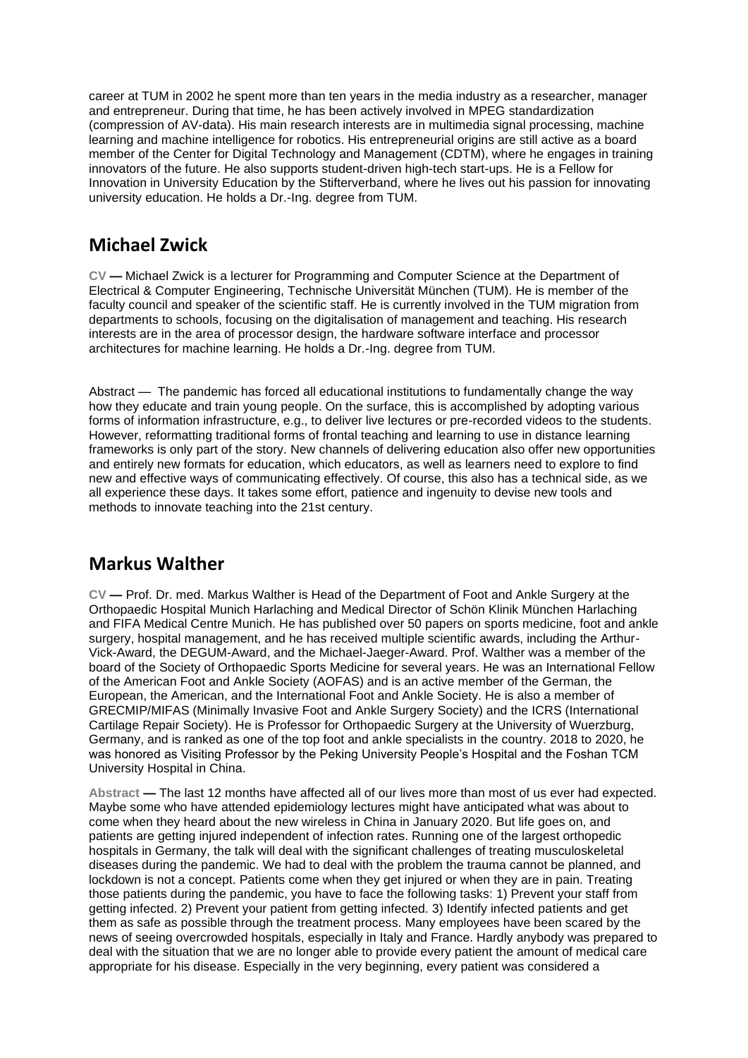career at TUM in 2002 he spent more than ten years in the media industry as a researcher, manager and entrepreneur. During that time, he has been actively involved in MPEG standardization (compression of AV-data). His main research interests are in multimedia signal processing, machine learning and machine intelligence for robotics. His entrepreneurial origins are still active as a board member of the Center for Digital Technology and Management (CDTM), where he engages in training innovators of the future. He also supports student-driven high-tech start-ups. He is a Fellow for Innovation in University Education by the Stifterverband, where he lives out his passion for innovating university education. He holds a Dr.-Ing. degree from TUM.

## Michael Zwick

**CV —** Michael Zwick is a lecturer for Programming and Computer Science at the Department of Electrical & Computer Engineering, Technische Universität München (TUM). He is member of the faculty council and speaker of the scientific staff. He is currently involved in the TUM migration from departments to schools, focusing on the digitalisation of management and teaching. His research interests are in the area of processor design, the hardware software interface and processor architectures for machine learning. He holds a Dr.-Ing. degree from TUM.

Abstract — The pandemic has forced all educational institutions to fundamentally change the way how they educate and train young people. On the surface, this is accomplished by adopting various forms of information infrastructure, e.g., to deliver live lectures or pre-recorded videos to the students. However, reformatting traditional forms of frontal teaching and learning to use in distance learning frameworks is only part of the story. New channels of delivering education also offer new opportunities and entirely new formats for education, which educators, as well as learners need to explore to find new and effective ways of communicating effectively. Of course, this also has a technical side, as we all experience these days. It takes some effort, patience and ingenuity to devise new tools and methods to innovate teaching into the 21st century.

## Markus Walther

**CV —** Prof. Dr. med. Markus Walther is Head of the Department of Foot and Ankle Surgery at the Orthopaedic Hospital Munich Harlaching and Medical Director of Schön Klinik München Harlaching and FIFA Medical Centre Munich. He has published over 50 papers on sports medicine, foot and ankle surgery, hospital management, and he has received multiple scientific awards, including the Arthur-Vick-Award, the DEGUM-Award, and the Michael-Jaeger-Award. Prof. Walther was a member of the board of the Society of Orthopaedic Sports Medicine for several years. He was an International Fellow of the American Foot and Ankle Society (AOFAS) and is an active member of the German, the European, the American, and the International Foot and Ankle Society. He is also a member of GRECMIP/MIFAS (Minimally Invasive Foot and Ankle Surgery Society) and the ICRS (International Cartilage Repair Society). He is Professor for Orthopaedic Surgery at the University of Wuerzburg, Germany, and is ranked as one of the top foot and ankle specialists in the country. 2018 to 2020, he was honored as Visiting Professor by the Peking University People's Hospital and the Foshan TCM University Hospital in China.

**Abstract —** The last 12 months have affected all of our lives more than most of us ever had expected. Maybe some who have attended epidemiology lectures might have anticipated what was about to come when they heard about the new wireless in China in January 2020. But life goes on, and patients are getting injured independent of infection rates. Running one of the largest orthopedic hospitals in Germany, the talk will deal with the significant challenges of treating musculoskeletal diseases during the pandemic. We had to deal with the problem the trauma cannot be planned, and lockdown is not a concept. Patients come when they get injured or when they are in pain. Treating those patients during the pandemic, you have to face the following tasks: 1) Prevent your staff from getting infected. 2) Prevent your patient from getting infected. 3) Identify infected patients and get them as safe as possible through the treatment process. Many employees have been scared by the news of seeing overcrowded hospitals, especially in Italy and France. Hardly anybody was prepared to deal with the situation that we are no longer able to provide every patient the amount of medical care appropriate for his disease. Especially in the very beginning, every patient was considered a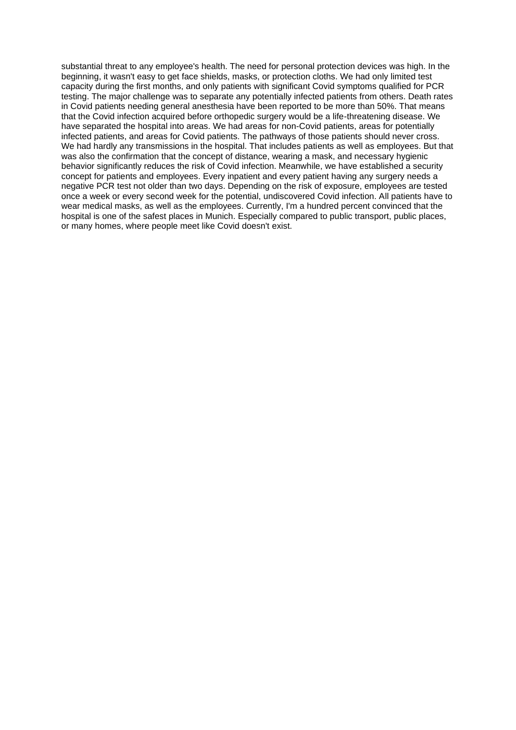substantial threat to any employee's health. The need for personal protection devices was high. In the beginning, it wasn't easy to get face shields, masks, or protection cloths. We had only limited test capacity during the first months, and only patients with significant Covid symptoms qualified for PCR testing. The major challenge was to separate any potentially infected patients from others. Death rates in Covid patients needing general anesthesia have been reported to be more than 50%. That means that the Covid infection acquired before orthopedic surgery would be a life-threatening disease. We have separated the hospital into areas. We had areas for non-Covid patients, areas for potentially infected patients, and areas for Covid patients. The pathways of those patients should never cross. We had hardly any transmissions in the hospital. That includes patients as well as employees. But that was also the confirmation that the concept of distance, wearing a mask, and necessary hygienic behavior significantly reduces the risk of Covid infection. Meanwhile, we have established a security concept for patients and employees. Every inpatient and every patient having any surgery needs a negative PCR test not older than two days. Depending on the risk of exposure, employees are tested once a week or every second week for the potential, undiscovered Covid infection. All patients have to wear medical masks, as well as the employees. Currently, I'm a hundred percent convinced that the hospital is one of the safest places in Munich. Especially compared to public transport, public places, or many homes, where people meet like Covid doesn't exist.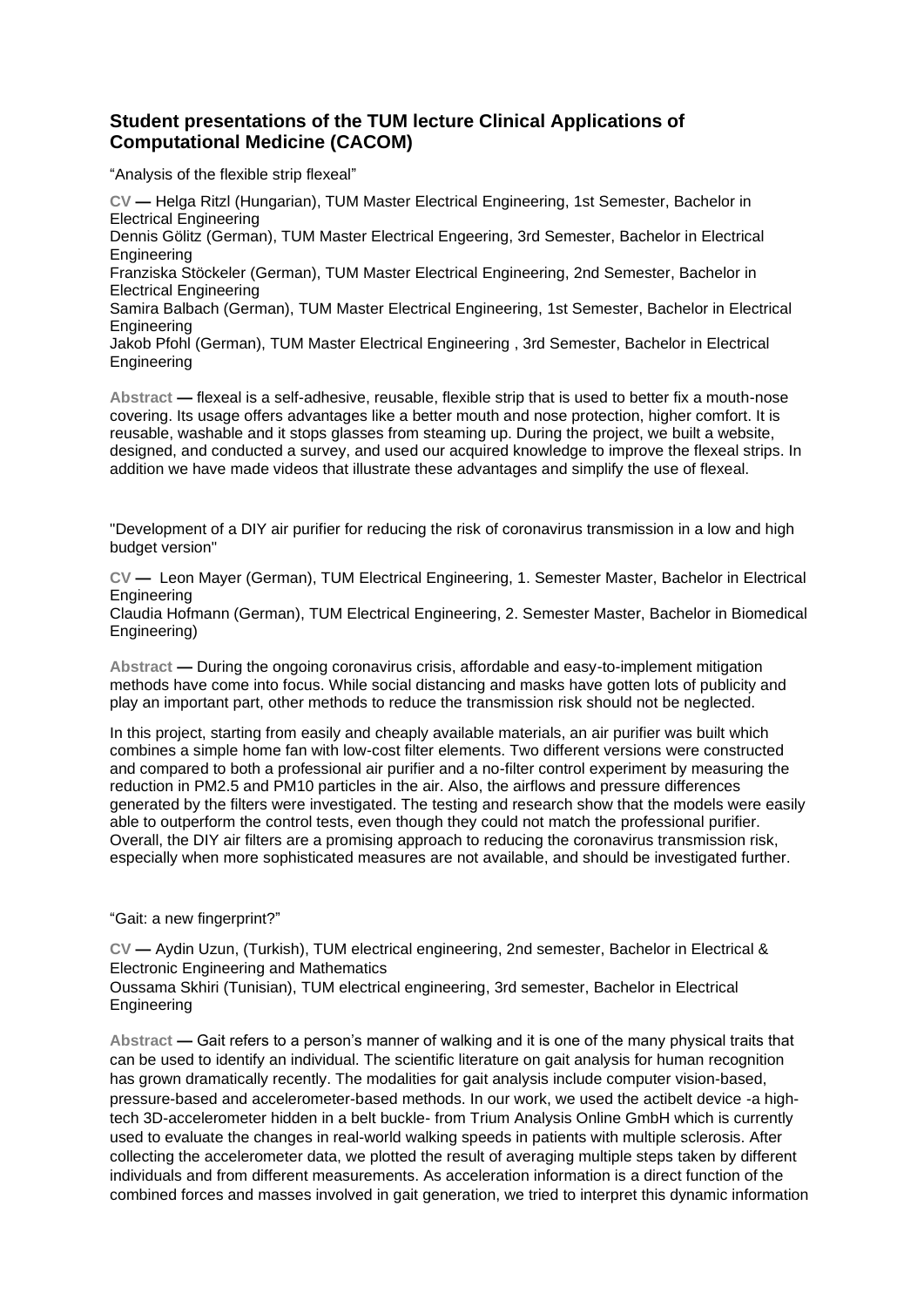## Student presentations of the TUM lecture Clinical Applications of Computational Medicine (CACOM)

"Analysis of the flexible strip flexeal"

**CV —** Helga Ritzl (Hungarian), TUM Master Electrical Engineering, 1st Semester, Bachelor in Electrical Engineering
Dennis Gölitz (German), TUM Master Electrical Engeering, 3rd Semester, Bachelor in Electrical Engineering
Franziska Stöckeler (German), TUM Master Electrical Engineering, 2nd Semester, Bachelor in Electrical Engineering
Samira Balbach (German), TUM Master Electrical Engineering, 1st Semester, Bachelor in Electrical Engineering
Jakob Pfohl (German), TUM Master Electrical Engineering , 3rd Semester, Bachelor in Electrical Engineering

**Abstract —** flexeal is a self-adhesive, reusable, flexible strip that is used to better fix a mouth-nose covering. Its usage offers advantages like a better mouth and nose protection, higher comfort. It is reusable, washable and it stops glasses from steaming up. During the project, we built a website, designed, and conducted a survey, and used our acquired knowledge to improve the flexeal strips. In addition we have made videos that illustrate these advantages and simplify the use of flexeal.

"Development of a DIY air purifier for reducing the risk of coronavirus transmission in a low and high budget version"

**CV —** Leon Mayer (German), TUM Electrical Engineering, 1. Semester Master, Bachelor in Electrical Engineering
Claudia Hofmann (German), TUM Electrical Engineering, 2. Semester Master, Bachelor in Biomedical Engineering)

**Abstract —** During the ongoing coronavirus crisis, affordable and easy-to-implement mitigation methods have come into focus. While social distancing and masks have gotten lots of publicity and play an important part, other methods to reduce the transmission risk should not be neglected.

In this project, starting from easily and cheaply available materials, an air purifier was built which combines a simple home fan with low-cost filter elements. Two different versions were constructed and compared to both a professional air purifier and a no-filter control experiment by measuring the reduction in PM2.5 and PM10 particles in the air. Also, the airflows and pressure differences generated by the filters were investigated. The testing and research show that the models were easily able to outperform the control tests, even though they could not match the professional purifier. Overall, the DIY air filters are a promising approach to reducing the coronavirus transmission risk, especially when more sophisticated measures are not available, and should be investigated further.

"Gait: a new fingerprint?"

**CV —** Aydin Uzun, (Turkish), TUM electrical engineering, 2nd semester, Bachelor in Electrical & Electronic Engineering and Mathematics
Oussama Skhiri (Tunisian), TUM electrical engineering, 3rd semester, Bachelor in Electrical Engineering

**Abstract —** Gait refers to a person's manner of walking and it is one of the many physical traits that can be used to identify an individual. The scientific literature on gait analysis for human recognition has grown dramatically recently. The modalities for gait analysis include computer vision-based, pressure-based and accelerometer-based methods. In our work, we used the actibelt device -a high-tech 3D-accelerometer hidden in a belt buckle- from Trium Analysis Online GmbH which is currently used to evaluate the changes in real-world walking speeds in patients with multiple sclerosis. After collecting the accelerometer data, we plotted the result of averaging multiple steps taken by different individuals and from different measurements. As acceleration information is a direct function of the combined forces and masses involved in gait generation, we tried to interpret this dynamic information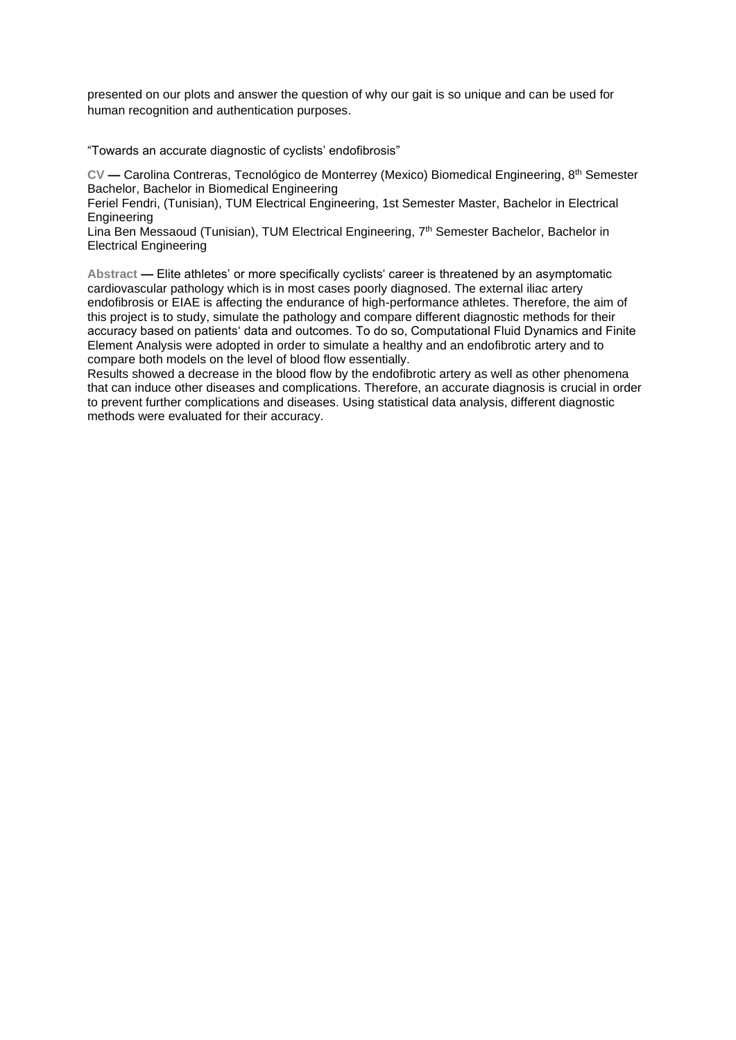presented on our plots and answer the question of why our gait is so unique and can be used for human recognition and authentication purposes.

“Towards an accurate diagnostic of cyclists’ endofibrosis”

**CV —** Carolina Contreras, Tecnológico de Monterrey (Mexico) Biomedical Engineering, 8th Semester Bachelor, Bachelor in Biomedical Engineering
Feriel Fendri, (Tunisian), TUM Electrical Engineering, 1st Semester Master, Bachelor in Electrical Engineering
Lina Ben Messaoud (Tunisian), TUM Electrical Engineering, 7th Semester Bachelor, Bachelor in Electrical Engineering

**Abstract —** Elite athletes’ or more specifically cyclists‘ career is threatened by an asymptomatic cardiovascular pathology which is in most cases poorly diagnosed. The external iliac artery endofibrosis or EIAE is affecting the endurance of high-performance athletes. Therefore, the aim of this project is to study, simulate the pathology and compare different diagnostic methods for their accuracy based on patients‘ data and outcomes. To do so, Computational Fluid Dynamics and Finite Element Analysis were adopted in order to simulate a healthy and an endofibrotic artery and to compare both models on the level of blood flow essentially.
Results showed a decrease in the blood flow by the endofibrotic artery as well as other phenomena that can induce other diseases and complications. Therefore, an accurate diagnosis is crucial in order to prevent further complications and diseases. Using statistical data analysis, different diagnostic methods were evaluated for their accuracy.